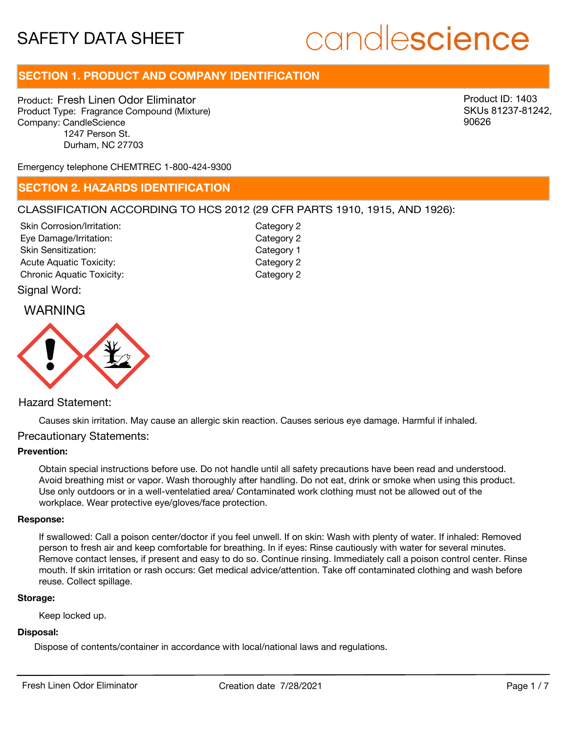# SAFETY DATA SHEET

candlescience

## SECTION 1. PRODUCT AND COMPANY IDENTIFICATION

Product: Fresh Linen Odor Eliminator
Product Type: Fragrance Compound (Mixture)
Company: CandleScience
1247 Person St.
Durham, NC 27703

Product ID: 1403
SKUs 81237-81242, 90626

Emergency telephone CHEMTREC 1-800-424-9300

## SECTION 2. HAZARDS IDENTIFICATION

CLASSIFICATION ACCORDING TO HCS 2012 (29 CFR PARTS 1910, 1915, AND 1926):

| | |
|---|---|
| Skin Corrosion/Irritation: | Category 2 |
| Eye Damage/Irritation: | Category 2 |
| Skin Sensitization: | Category 1 |
| Acute Aquatic Toxicity: | Category 2 |
| Chronic Aquatic Toxicity: | Category 2 |

Signal Word:

WARNING

Hazard Statement:

Causes skin irritation. May cause an allergic skin reaction. Causes serious eye damage. Harmful if inhaled.

Precautionary Statements:

**Prevention:**

Obtain special instructions before use. Do not handle until all safety precautions have been read and understood. Avoid breathing mist or vapor. Wash thoroughly after handling. Do not eat, drink or smoke when using this product. Use only outdoors or in a well-ventelatied area/ Contaminated work clothing must not be allowed out of the workplace. Wear protective eye/gloves/face protection.

**Response:**

If swallowed: Call a poison center/doctor if you feel unwell. If on skin: Wash with plenty of water. If inhaled: Removed person to fresh air and keep comfortable for breathing. In if eyes: Rinse cautiously with water for several minutes. Remove contact lenses, if present and easy to do so. Continue rinsing. Immediately call a poison control center. Rinse mouth. If skin irritation or rash occurs: Get medical advice/attention. Take off contaminated clothing and wash before reuse. Collect spillage.

**Storage:**

Keep locked up.

**Disposal:**

Dispose of contents/container in accordance with local/national laws and regulations.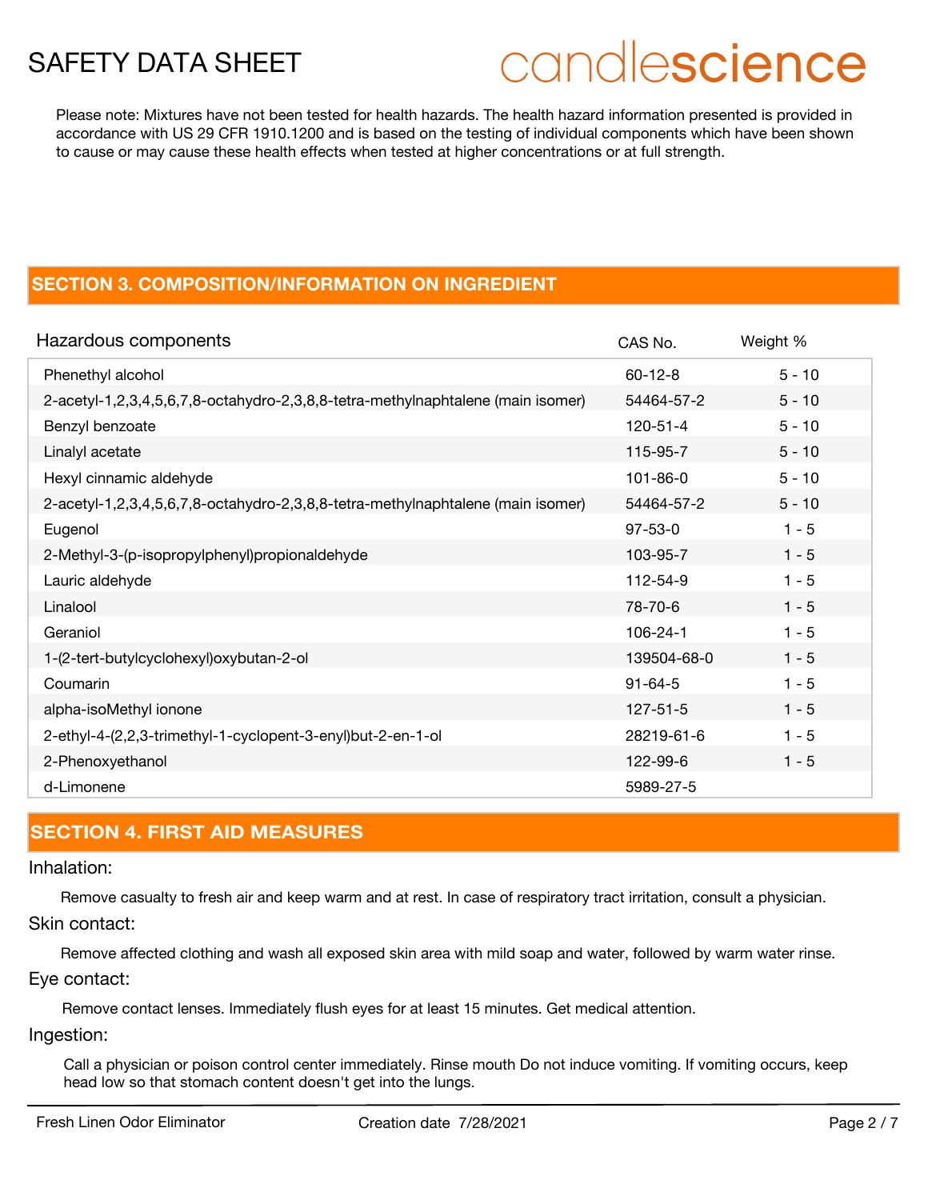Please note: Mixtures have not been tested for health hazards. The health hazard information presented is provided in accordance with US 29 CFR 1910.1200 and is based on the testing of individual components which have been shown to cause or may cause these health effects when tested at higher concentrations or at full strength.

## SECTION 3. COMPOSITION/INFORMATION ON INGREDIENT

| Hazardous components | CAS No. | Weight % |
|---|---|---|
| Phenethyl alcohol | 60-12-8 | 5 - 10 |
| 2-acetyl-1,2,3,4,5,6,7,8-octahydro-2,3,8,8-tetra-methylnaphtalene (main isomer) | 54464-57-2 | 5 - 10 |
| Benzyl benzoate | 120-51-4 | 5 - 10 |
| Linalyl acetate | 115-95-7 | 5 - 10 |
| Hexyl cinnamic aldehyde | 101-86-0 | 5 - 10 |
| 2-acetyl-1,2,3,4,5,6,7,8-octahydro-2,3,8,8-tetra-methylnaphtalene (main isomer) | 54464-57-2 | 5 - 10 |
| Eugenol | 97-53-0 | 1 - 5 |
| 2-Methyl-3-(p-isopropylphenyl)propionaldehyde | 103-95-7 | 1 - 5 |
| Lauric aldehyde | 112-54-9 | 1 - 5 |
| Linalool | 78-70-6 | 1 - 5 |
| Geraniol | 106-24-1 | 1 - 5 |
| 1-(2-tert-butylcyclohexyl)oxybutan-2-ol | 139504-68-0 | 1 - 5 |
| Coumarin | 91-64-5 | 1 - 5 |
| alpha-isoMethyl ionone | 127-51-5 | 1 - 5 |
| 2-ethyl-4-(2,2,3-trimethyl-1-cyclopent-3-enyl)but-2-en-1-ol | 28219-61-6 | 1 - 5 |
| 2-Phenoxyethanol | 122-99-6 | 1 - 5 |
| d-Limonene | 5989-27-5 | |

## SECTION 4. FIRST AID MEASURES

### Inhalation:

Remove casualty to fresh air and keep warm and at rest. In case of respiratory tract irritation, consult a physician.

### Skin contact:

Remove affected clothing and wash all exposed skin area with mild soap and water, followed by warm water rinse.

### Eye contact:

Remove contact lenses. Immediately flush eyes for at least 15 minutes. Get medical attention.

### Ingestion:

Call a physician or poison control center immediately. Rinse mouth Do not induce vomiting. If vomiting occurs, keep head low so that stomach content doesn't get into the lungs.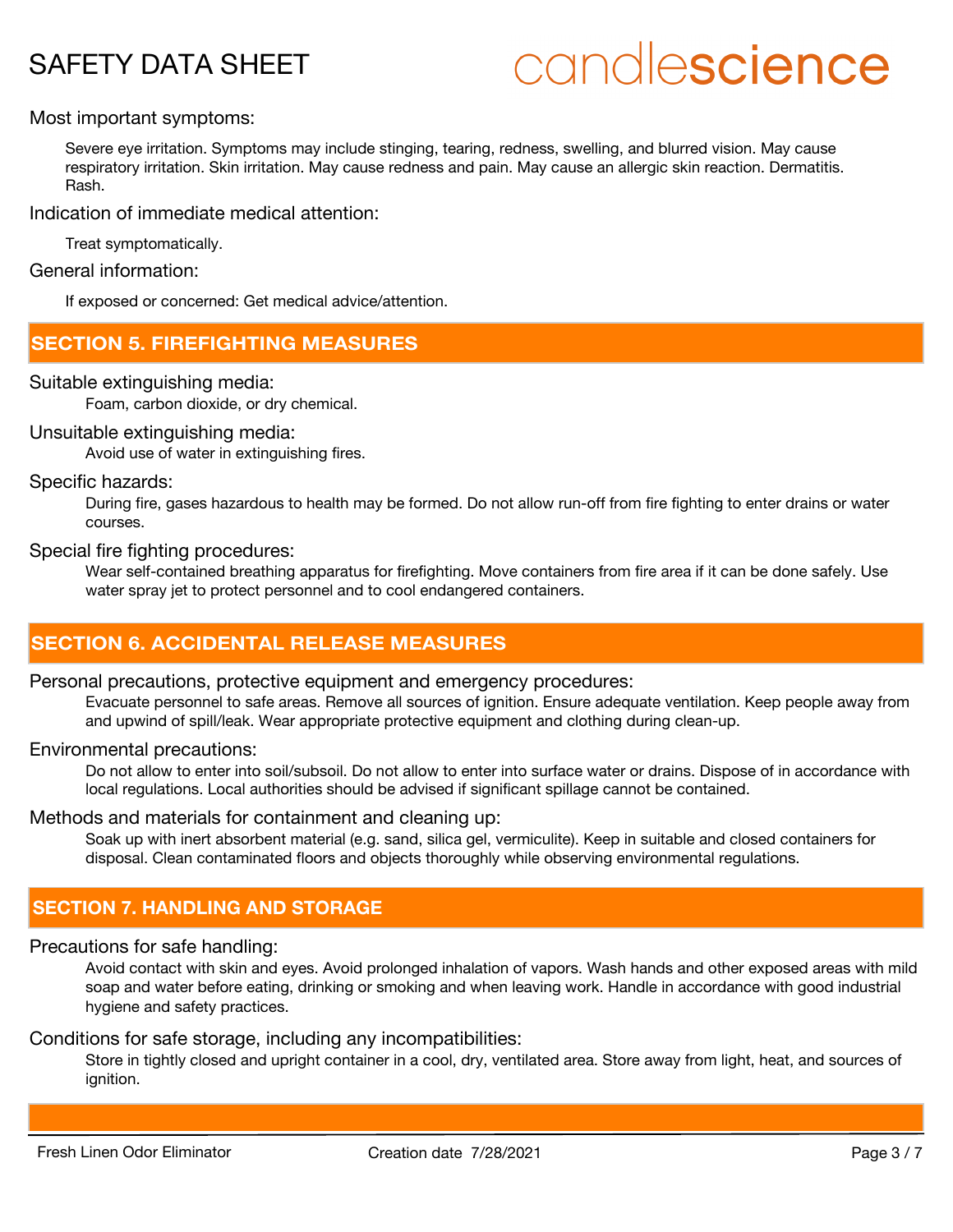Most important symptoms:

Severe eye irritation. Symptoms may include stinging, tearing, redness, swelling, and blurred vision. May cause respiratory irritation. Skin irritation. May cause redness and pain. May cause an allergic skin reaction. Dermatitis. Rash.

Indication of immediate medical attention:

Treat symptomatically.

General information:

If exposed or concerned: Get medical advice/attention.

## SECTION 5. FIREFIGHTING MEASURES

Suitable extinguishing media:

Foam, carbon dioxide, or dry chemical.

Unsuitable extinguishing media:

Avoid use of water in extinguishing fires.

Specific hazards:

During fire, gases hazardous to health may be formed. Do not allow run-off from fire fighting to enter drains or water courses.

Special fire fighting procedures:

Wear self-contained breathing apparatus for firefighting. Move containers from fire area if it can be done safely. Use water spray jet to protect personnel and to cool endangered containers.

## SECTION 6. ACCIDENTAL RELEASE MEASURES

Personal precautions, protective equipment and emergency procedures:

Evacuate personnel to safe areas. Remove all sources of ignition. Ensure adequate ventilation. Keep people away from and upwind of spill/leak. Wear appropriate protective equipment and clothing during clean-up.

Environmental precautions:

Do not allow to enter into soil/subsoil. Do not allow to enter into surface water or drains. Dispose of in accordance with local regulations. Local authorities should be advised if significant spillage cannot be contained.

Methods and materials for containment and cleaning up:

Soak up with inert absorbent material (e.g. sand, silica gel, vermiculite). Keep in suitable and closed containers for disposal. Clean contaminated floors and objects thoroughly while observing environmental regulations.

## SECTION 7. HANDLING AND STORAGE

Precautions for safe handling:

Avoid contact with skin and eyes. Avoid prolonged inhalation of vapors. Wash hands and other exposed areas with mild soap and water before eating, drinking or smoking and when leaving work. Handle in accordance with good industrial hygiene and safety practices.

Conditions for safe storage, including any incompatibilities:

Store in tightly closed and upright container in a cool, dry, ventilated area. Store away from light, heat, and sources of ignition.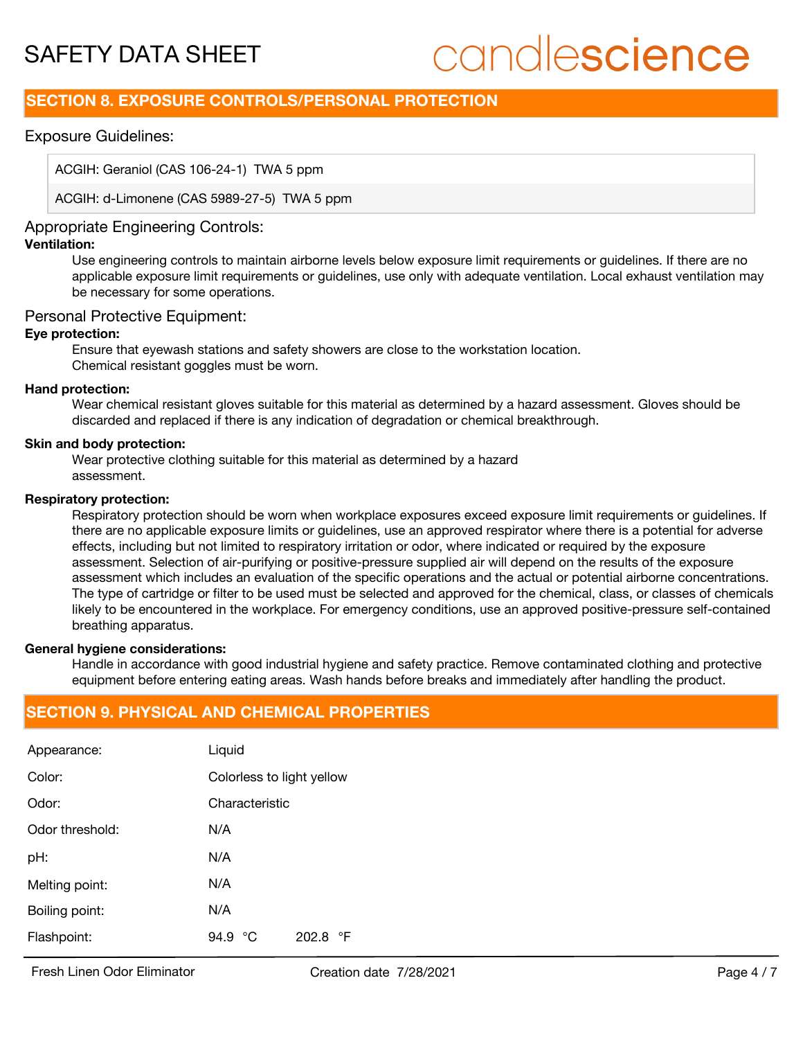## SECTION 8. EXPOSURE CONTROLS/PERSONAL PROTECTION

### Exposure Guidelines:

| |
|---|
| ACGIH: Geraniol (CAS 106-24-1) TWA 5 ppm |
| ACGIH: d-Limonene (CAS 5989-27-5) TWA 5 ppm |

### Appropriate Engineering Controls:

**Ventilation:**

Use engineering controls to maintain airborne levels below exposure limit requirements or guidelines. If there are no applicable exposure limit requirements or guidelines, use only with adequate ventilation. Local exhaust ventilation may be necessary for some operations.

### Personal Protective Equipment:

**Eye protection:**

Ensure that eyewash stations and safety showers are close to the workstation location.
Chemical resistant goggles must be worn.

**Hand protection:**

Wear chemical resistant gloves suitable for this material as determined by a hazard assessment. Gloves should be discarded and replaced if there is any indication of degradation or chemical breakthrough.

**Skin and body protection:**

Wear protective clothing suitable for this material as determined by a hazard assessment.

**Respiratory protection:**

Respiratory protection should be worn when workplace exposures exceed exposure limit requirements or guidelines. If there are no applicable exposure limits or guidelines, use an approved respirator where there is a potential for adverse effects, including but not limited to respiratory irritation or odor, where indicated or required by the exposure assessment. Selection of air-purifying or positive-pressure supplied air will depend on the results of the exposure assessment which includes an evaluation of the specific operations and the actual or potential airborne concentrations. The type of cartridge or filter to be used must be selected and approved for the chemical, class, or classes of chemicals likely to be encountered in the workplace. For emergency conditions, use an approved positive-pressure self-contained breathing apparatus.

**General hygiene considerations:**

Handle in accordance with good industrial hygiene and safety practice. Remove contaminated clothing and protective equipment before entering eating areas. Wash hands before breaks and immediately after handling the product.

## SECTION 9. PHYSICAL AND CHEMICAL PROPERTIES

| | | |
|---|---|---|
| Appearance: | Liquid | |
| Color: | Colorless to light yellow | |
| Odor: | Characteristic | |
| Odor threshold: | N/A | |
| pH: | N/A | |
| Melting point: | N/A | |
| Boiling point: | N/A | |
| Flashpoint: | 94.9 °C | 202.8 °F |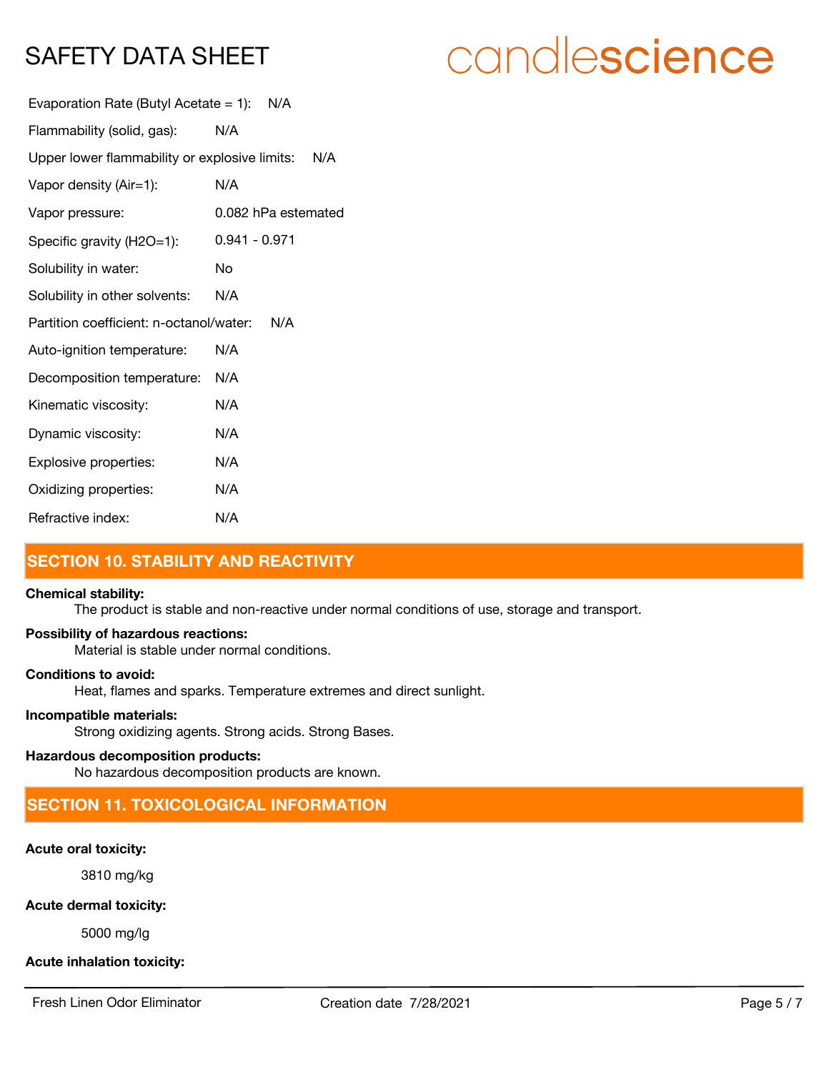Evaporation Rate (Butyl Acetate = 1): N/A

Flammability (solid, gas): N/A

Upper lower flammability or explosive limits: N/A

Vapor density (Air=1): N/A

Vapor pressure: 0.082 hPa estemated

Specific gravity (H2O=1): 0.941 - 0.971

Solubility in water: No

Solubility in other solvents: N/A

Partition coefficient: n-octanol/water: N/A

Auto-ignition temperature: N/A

Decomposition temperature: N/A

Kinematic viscosity: N/A

Dynamic viscosity: N/A

Explosive properties: N/A

Oxidizing properties: N/A

Refractive index: N/A

## SECTION 10. STABILITY AND REACTIVITY

**Chemical stability:**

The product is stable and non-reactive under normal conditions of use, storage and transport.

**Possibility of hazardous reactions:**

Material is stable under normal conditions.

**Conditions to avoid:**

Heat, flames and sparks. Temperature extremes and direct sunlight.

**Incompatible materials:**

Strong oxidizing agents. Strong acids. Strong Bases.

**Hazardous decomposition products:**

No hazardous decomposition products are known.

## SECTION 11. TOXICOLOGICAL INFORMATION

**Acute oral toxicity:**

3810 mg/kg

**Acute dermal toxicity:**

5000 mg/lg

**Acute inhalation toxicity:**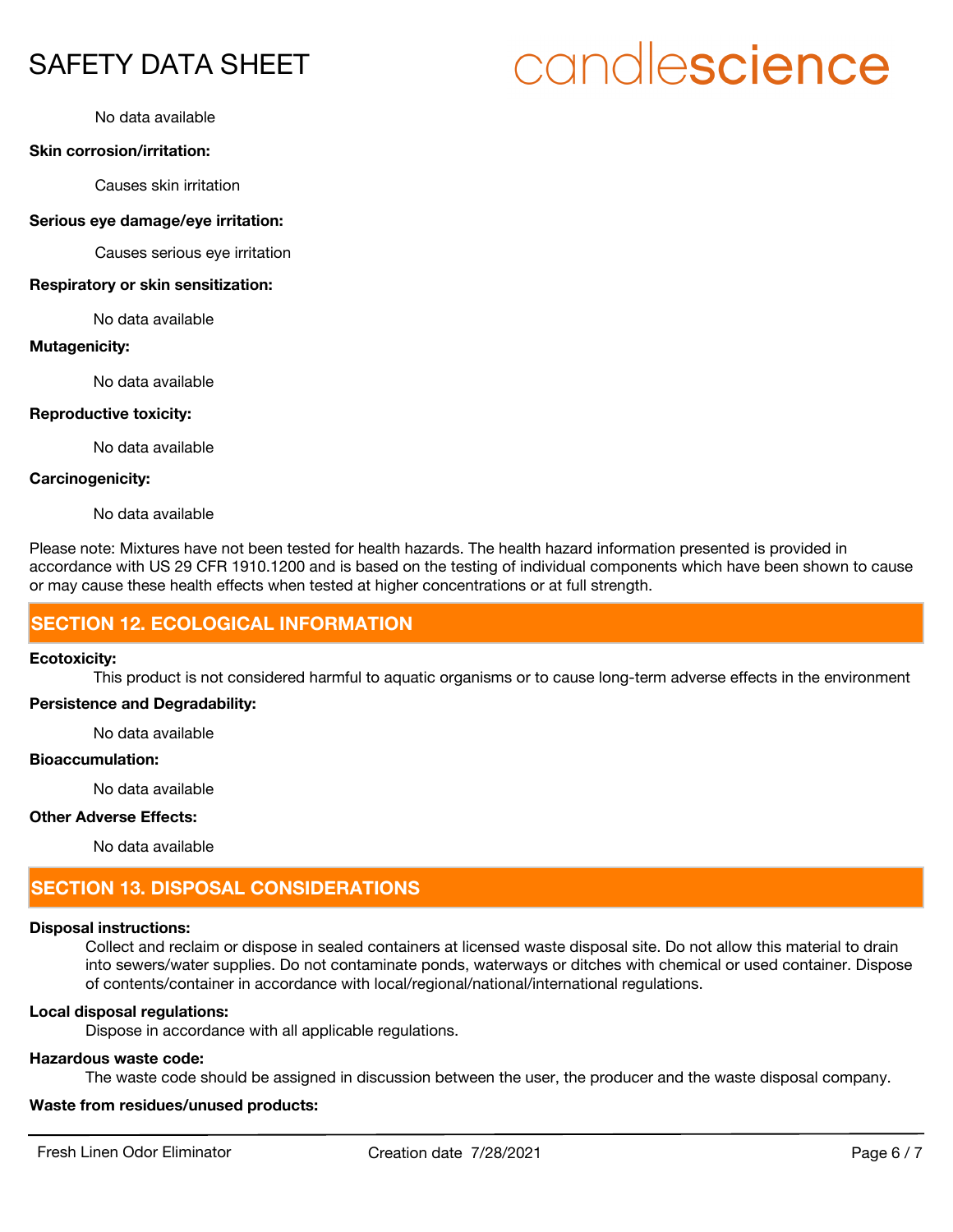No data available

**Skin corrosion/irritation:**

Causes skin irritation

**Serious eye damage/eye irritation:**

Causes serious eye irritation

**Respiratory or skin sensitization:**

No data available

**Mutagenicity:**

No data available

**Reproductive toxicity:**

No data available

**Carcinogenicity:**

No data available

Please note: Mixtures have not been tested for health hazards. The health hazard information presented is provided in accordance with US 29 CFR 1910.1200 and is based on the testing of individual components which have been shown to cause or may cause these health effects when tested at higher concentrations or at full strength.

## SECTION 12. ECOLOGICAL INFORMATION

**Ecotoxicity:**

This product is not considered harmful to aquatic organisms or to cause long-term adverse effects in the environment

**Persistence and Degradability:**

No data available

**Bioaccumulation:**

No data available

**Other Adverse Effects:**

No data available

## SECTION 13. DISPOSAL CONSIDERATIONS

**Disposal instructions:**

Collect and reclaim or dispose in sealed containers at licensed waste disposal site. Do not allow this material to drain into sewers/water supplies. Do not contaminate ponds, waterways or ditches with chemical or used container. Dispose of contents/container in accordance with local/regional/national/international regulations.

**Local disposal regulations:**

Dispose in accordance with all applicable regulations.

**Hazardous waste code:**

The waste code should be assigned in discussion between the user, the producer and the waste disposal company.

**Waste from residues/unused products:**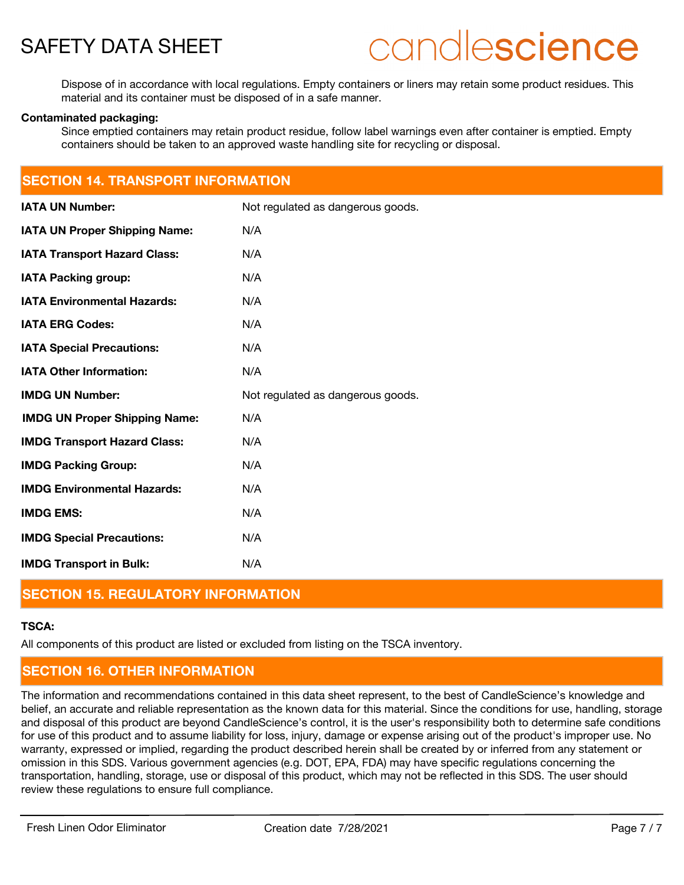Dispose of in accordance with local regulations. Empty containers or liners may retain some product residues. This material and its container must be disposed of in a safe manner.

**Contaminated packaging:**

Since emptied containers may retain product residue, follow label warnings even after container is emptied. Empty containers should be taken to an approved waste handling site for recycling or disposal.

## SECTION 14. TRANSPORT INFORMATION

| | |
|---|---|
| **IATA UN Number:** | Not regulated as dangerous goods. |
| **IATA UN Proper Shipping Name:** | N/A |
| **IATA Transport Hazard Class:** | N/A |
| **IATA Packing group:** | N/A |
| **IATA Environmental Hazards:** | N/A |
| **IATA ERG Codes:** | N/A |
| **IATA Special Precautions:** | N/A |
| **IATA Other Information:** | N/A |
| **IMDG UN Number:** | Not regulated as dangerous goods. |
| **IMDG UN Proper Shipping Name:** | N/A |
| **IMDG Transport Hazard Class:** | N/A |
| **IMDG Packing Group:** | N/A |
| **IMDG Environmental Hazards:** | N/A |
| **IMDG EMS:** | N/A |
| **IMDG Special Precautions:** | N/A |
| **IMDG Transport in Bulk:** | N/A |

## SECTION 15. REGULATORY INFORMATION

**TSCA:**

All components of this product are listed or excluded from listing on the TSCA inventory.

## SECTION 16. OTHER INFORMATION

The information and recommendations contained in this data sheet represent, to the best of CandleScience's knowledge and belief, an accurate and reliable representation as the known data for this material. Since the conditions for use, handling, storage and disposal of this product are beyond CandleScience's control, it is the user's responsibility both to determine safe conditions for use of this product and to assume liability for loss, injury, damage or expense arising out of the product's improper use. No warranty, expressed or implied, regarding the product described herein shall be created by or inferred from any statement or omission in this SDS. Various government agencies (e.g. DOT, EPA, FDA) may have specific regulations concerning the transportation, handling, storage, use or disposal of this product, which may not be reflected in this SDS. The user should review these regulations to ensure full compliance.